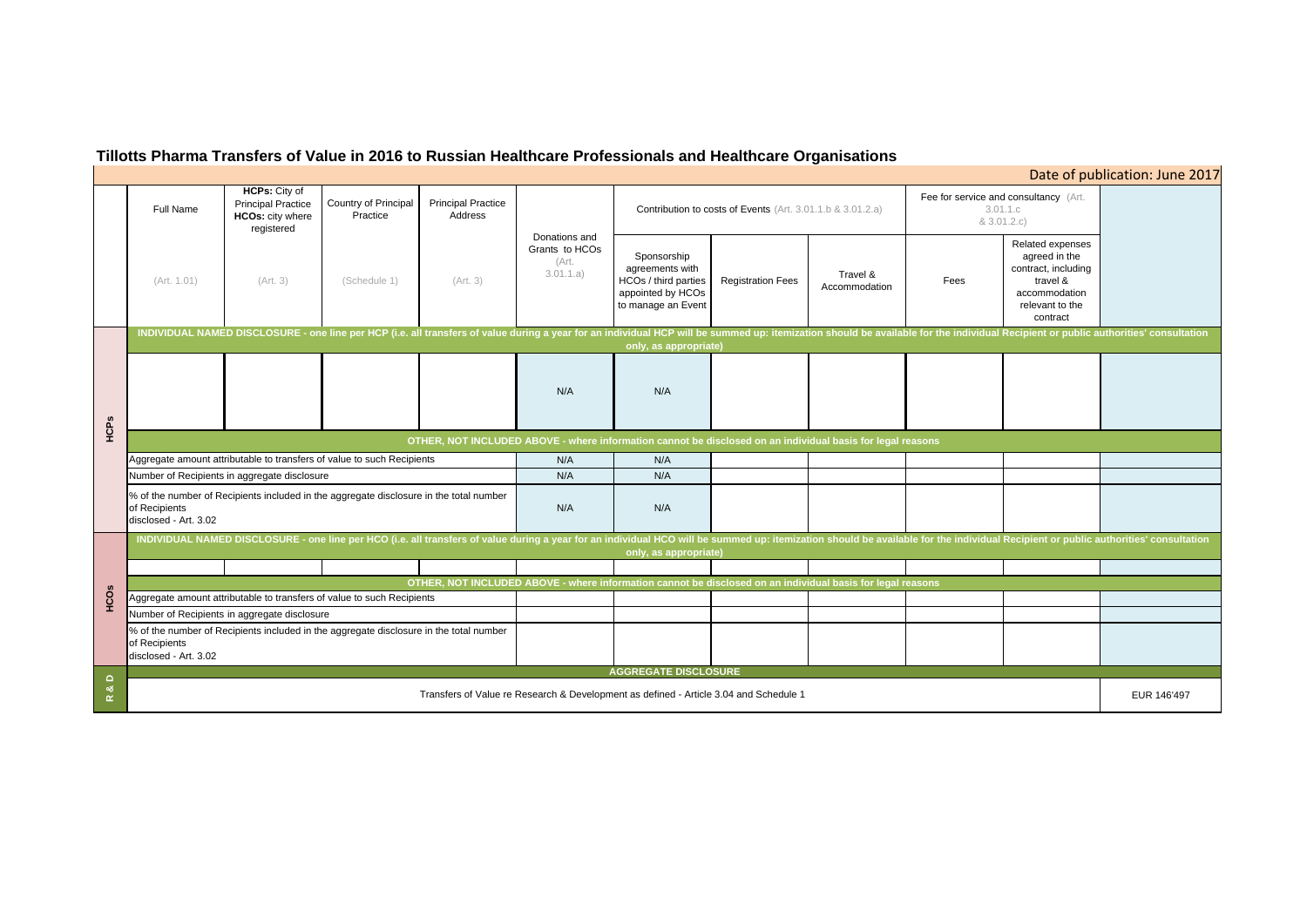# Tillotts Pharma Transfers of Value in 2016 to Russian Healthcare Professionals and Healthcare Organisations

Date of publication: June 2017

| | Full Name | HCPs: City of Principal Practice HCOs: city where registered | Country of Principal Practice | Principal Practice Address | Donations and Grants to HCOs (Art. 3.01.1.a) | Contribution to costs of Events (Art. 3.01.1.b & 3.01.2.a) | | | Fee for service and consultancy (Art. 3.01.1.c & 3.01.2.c) | | |
|---|---|---|---|---|---|---|---|---|---|---|---|
| | (Art. 1.01) | (Art. 3) | (Schedule 1) | (Art. 3) | | Sponsorship agreements with HCOs / third parties appointed by HCOs to manage an Event | Registration Fees | Travel & Accommodation | Fees | Related expenses agreed in the contract, including travel & accommodation relevant to the contract | |
| **HCPs** | **INDIVIDUAL NAMED DISCLOSURE - one line per HCP (i.e. all transfers of value during a year for an individual HCP will be summed up: itemization should be available for the individual Recipient or public authorities' consultation only, as appropriate)** | | | | | | | | | | |
| | | | | | N/A | N/A | | | | | |
| | **OTHER, NOT INCLUDED ABOVE - where information cannot be disclosed on an individual basis for legal reasons** | | | | | | | | | | |
| | Aggregate amount attributable to transfers of value to such Recipients | | | | N/A | N/A | | | | | |
| | Number of Recipients in aggregate disclosure | | | | N/A | N/A | | | | | |
| | % of the number of Recipients included in the aggregate disclosure in the total number of Recipients disclosed - Art. 3.02 | | | | N/A | N/A | | | | | |
| **HCOs** | **INDIVIDUAL NAMED DISCLOSURE - one line per HCO (i.e. all transfers of value during a year for an individual HCO will be summed up: itemization should be available for the individual Recipient or public authorities' consultation only, as appropriate)** | | | | | | | | | | |
| | | | | | | | | | | | |
| | **OTHER, NOT INCLUDED ABOVE - where information cannot be disclosed on an individual basis for legal reasons** | | | | | | | | | | |
| | Aggregate amount attributable to transfers of value to such Recipients | | | | | | | | | | |
| | Number of Recipients in aggregate disclosure | | | | | | | | | | |
| | % of the number of Recipients included in the aggregate disclosure in the total number of Recipients disclosed - Art. 3.02 | | | | | | | | | | |
| **R & D** | **AGGREGATE DISCLOSURE** | | | | | | | | | | |
| | Transfers of Value re Research & Development as defined - Article 3.04 and Schedule 1 | | | | | | | | | | EUR 146'497 |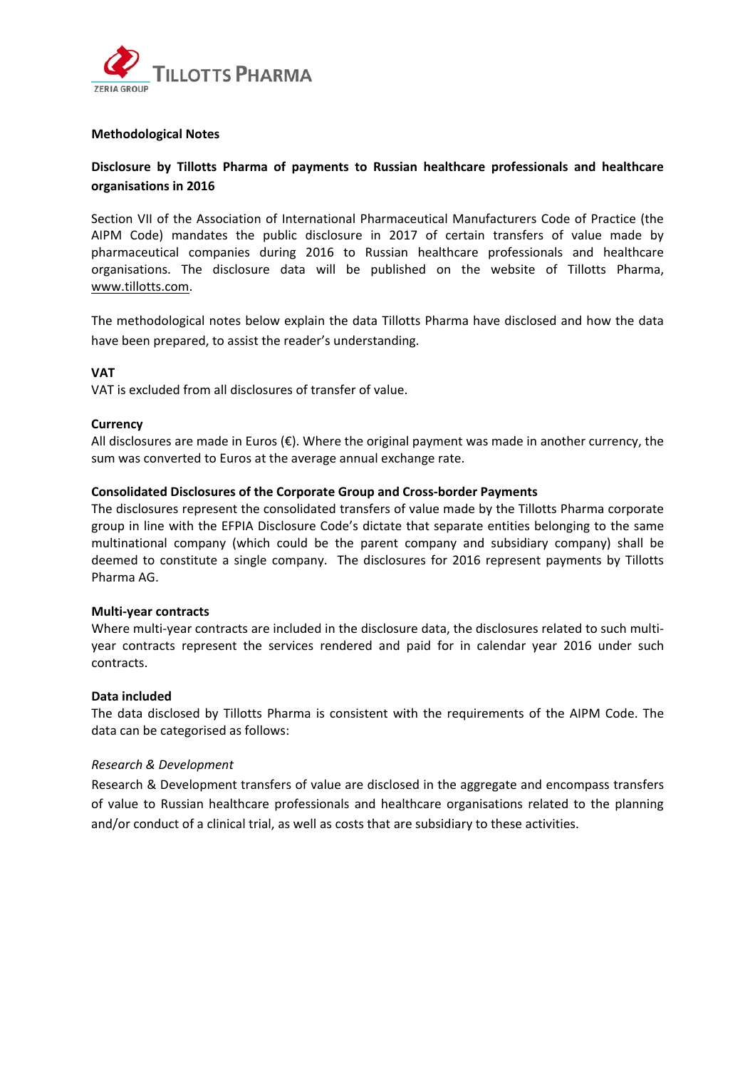**Methodological Notes**

**Disclosure by Tillotts Pharma of payments to Russian healthcare professionals and healthcare organisations in 2016**

Section VII of the Association of International Pharmaceutical Manufacturers Code of Practice (the AIPM Code) mandates the public disclosure in 2017 of certain transfers of value made by pharmaceutical companies during 2016 to Russian healthcare professionals and healthcare organisations. The disclosure data will be published on the website of Tillotts Pharma, www.tillotts.com.

The methodological notes below explain the data Tillotts Pharma have disclosed and how the data have been prepared, to assist the reader's understanding.

**VAT**

VAT is excluded from all disclosures of transfer of value.

**Currency**

All disclosures are made in Euros (€). Where the original payment was made in another currency, the sum was converted to Euros at the average annual exchange rate.

**Consolidated Disclosures of the Corporate Group and Cross-border Payments**

The disclosures represent the consolidated transfers of value made by the Tillotts Pharma corporate group in line with the EFPIA Disclosure Code's dictate that separate entities belonging to the same multinational company (which could be the parent company and subsidiary company) shall be deemed to constitute a single company. The disclosures for 2016 represent payments by Tillotts Pharma AG.

**Multi-year contracts**

Where multi-year contracts are included in the disclosure data, the disclosures related to such multi-year contracts represent the services rendered and paid for in calendar year 2016 under such contracts.

**Data included**

The data disclosed by Tillotts Pharma is consistent with the requirements of the AIPM Code. The data can be categorised as follows:

*Research & Development*

Research & Development transfers of value are disclosed in the aggregate and encompass transfers of value to Russian healthcare professionals and healthcare organisations related to the planning and/or conduct of a clinical trial, as well as costs that are subsidiary to these activities.